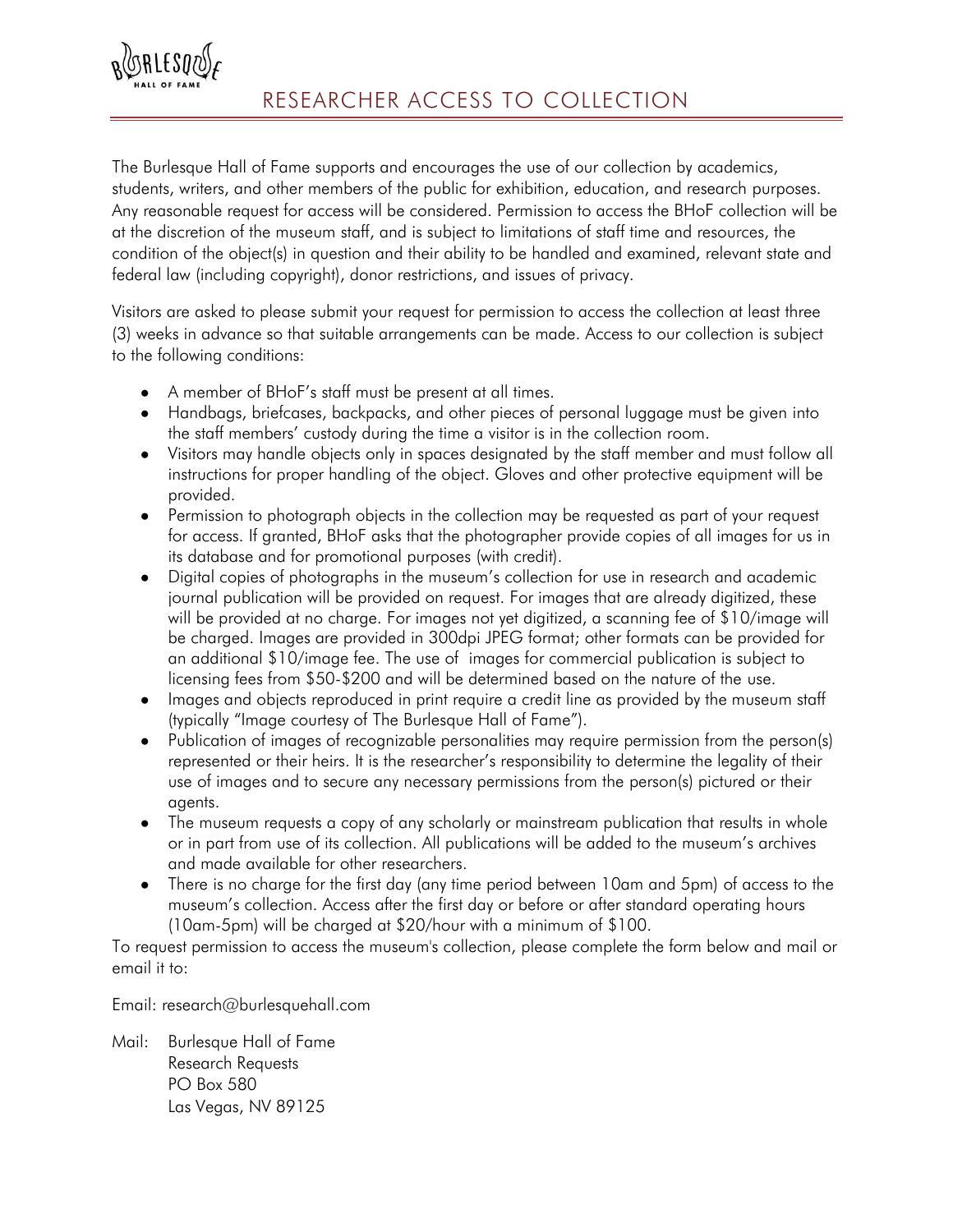BURLESQUE HALL OF FAME

# RESEARCHER ACCESS TO COLLECTION

The Burlesque Hall of Fame supports and encourages the use of our collection by academics, students, writers, and other members of the public for exhibition, education, and research purposes. Any reasonable request for access will be considered. Permission to access the BHoF collection will be at the discretion of the museum staff, and is subject to limitations of staff time and resources, the condition of the object(s) in question and their ability to be handled and examined, relevant state and federal law (including copyright), donor restrictions, and issues of privacy.

Visitors are asked to please submit your request for permission to access the collection at least three (3) weeks in advance so that suitable arrangements can be made. Access to our collection is subject to the following conditions:

- A member of BHoF's staff must be present at all times.
- Handbags, briefcases, backpacks, and other pieces of personal luggage must be given into the staff members' custody during the time a visitor is in the collection room.
- Visitors may handle objects only in spaces designated by the staff member and must follow all instructions for proper handling of the object. Gloves and other protective equipment will be provided.
- Permission to photograph objects in the collection may be requested as part of your request for access. If granted, BHoF asks that the photographer provide copies of all images for us in its database and for promotional purposes (with credit).
- Digital copies of photographs in the museum's collection for use in research and academic journal publication will be provided on request. For images that are already digitized, these will be provided at no charge. For images not yet digitized, a scanning fee of $10/image will be charged. Images are provided in 300dpi JPEG format; other formats can be provided for an additional $10/image fee. The use of images for commercial publication is subject to licensing fees from $50-$200 and will be determined based on the nature of the use.
- Images and objects reproduced in print require a credit line as provided by the museum staff (typically "Image courtesy of The Burlesque Hall of Fame").
- Publication of images of recognizable personalities may require permission from the person(s) represented or their heirs. It is the researcher's responsibility to determine the legality of their use of images and to secure any necessary permissions from the person(s) pictured or their agents.
- The museum requests a copy of any scholarly or mainstream publication that results in whole or in part from use of its collection. All publications will be added to the museum's archives and made available for other researchers.
- There is no charge for the first day (any time period between 10am and 5pm) of access to the museum's collection. Access after the first day or before or after standard operating hours (10am-5pm) will be charged at $20/hour with a minimum of $100.

To request permission to access the museum's collection, please complete the form below and mail or email it to:

Email: research@burlesquehall.com

Mail: Burlesque Hall of Fame
Research Requests
PO Box 580
Las Vegas, NV 89125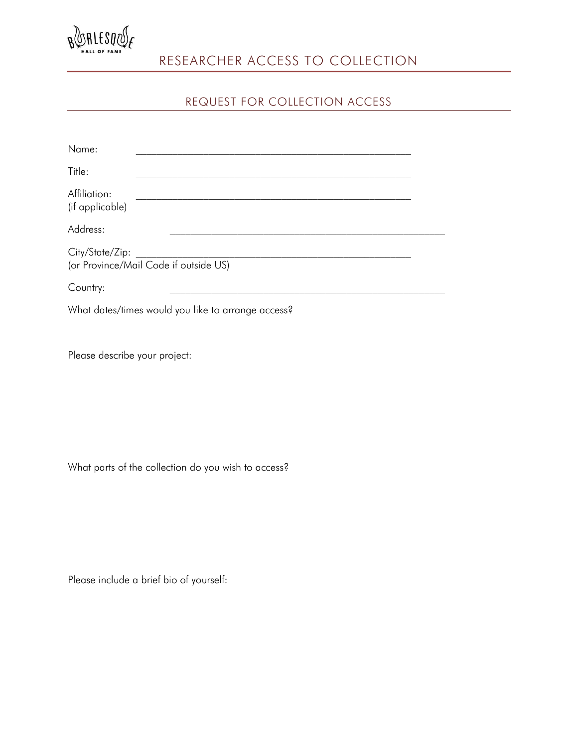# RESEARCHER ACCESS TO COLLECTION

## REQUEST FOR COLLECTION ACCESS

Name: \_\_\_\_\_\_\_\_\_\_\_\_\_\_\_\_\_\_\_\_\_\_\_\_\_\_\_\_\_\_\_\_\_\_\_\_\_\_\_\_\_\_\_\_\_\_\_\_\_\_

Title: \_\_\_\_\_\_\_\_\_\_\_\_\_\_\_\_\_\_\_\_\_\_\_\_\_\_\_\_\_\_\_\_\_\_\_\_\_\_\_\_\_\_\_\_\_\_\_\_\_\_

Affiliation: \_\_\_\_\_\_\_\_\_\_\_\_\_\_\_\_\_\_\_\_\_\_\_\_\_\_\_\_\_\_\_\_\_\_\_\_\_\_\_\_\_\_\_\_\_\_\_\_\_\_
(if applicable)

Address: \_\_\_\_\_\_\_\_\_\_\_\_\_\_\_\_\_\_\_\_\_\_\_\_\_\_\_\_\_\_\_\_\_\_\_\_\_\_\_\_\_\_\_\_\_\_\_\_\_\_

City/State/Zip: \_\_\_\_\_\_\_\_\_\_\_\_\_\_\_\_\_\_\_\_\_\_\_\_\_\_\_\_\_\_\_\_\_\_\_\_\_\_\_\_\_\_\_\_\_\_\_\_\_\_
(or Province/Mail Code if outside US)

Country: \_\_\_\_\_\_\_\_\_\_\_\_\_\_\_\_\_\_\_\_\_\_\_\_\_\_\_\_\_\_\_\_\_\_\_\_\_\_\_\_\_\_\_\_\_\_\_\_\_\_

What dates/times would you like to arrange access?

Please describe your project:

What parts of the collection do you wish to access?

Please include a brief bio of yourself: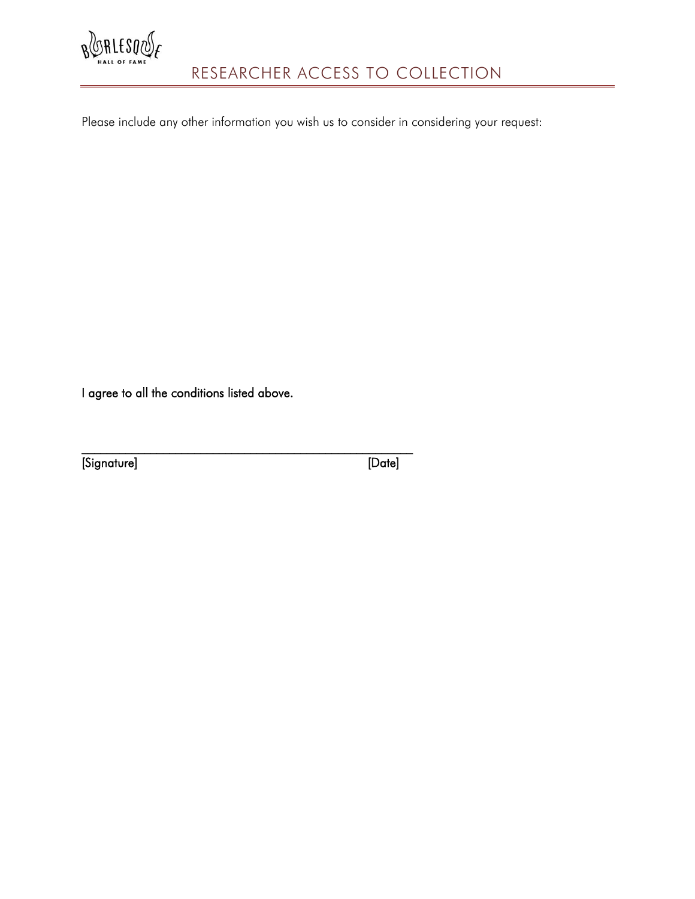# RESEARCHER ACCESS TO COLLECTION

Please include any other information you wish us to consider in considering your request:

I agree to all the conditions listed above.

_______________________________________________

[Signature] [Date]